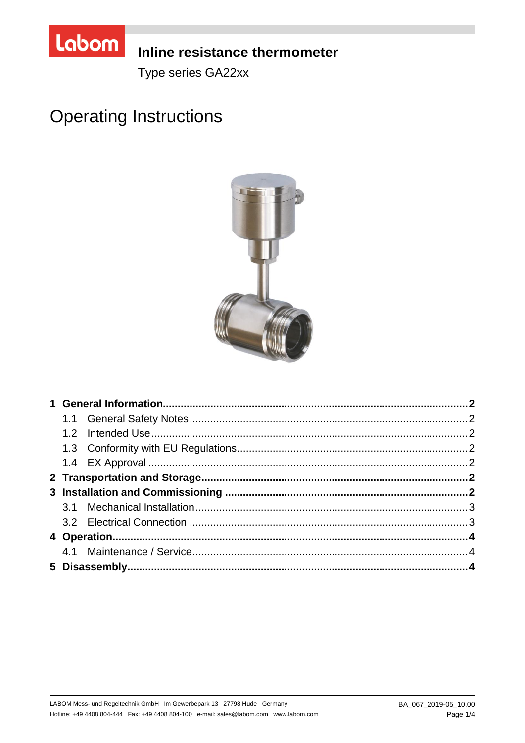# Inline resistance thermometer

Type series GA22xx

# Operating Instructions

| | | |
|---|---|---|
| **1** | **General Information** | **2** |
| 1.1 | General Safety Notes | 2 |
| 1.2 | Intended Use | 2 |
| 1.3 | Conformity with EU Regulations | 2 |
| 1.4 | EX Approval | 2 |
| **2** | **Transportation and Storage** | **2** |
| **3** | **Installation and Commissioning** | **2** |
| 3.1 | Mechanical Installation | 3 |
| 3.2 | Electrical Connection | 3 |
| **4** | **Operation** | **4** |
| 4.1 | Maintenance / Service | 4 |
| **5** | **Disassembly** | **4** |

LABOM Mess- und Regeltechnik GmbH Im Gewerbepark 13 27798 Hude Germany
Hotline: +49 4408 804-444 Fax: +49 4408 804-100 e-mail: sales@labom.com www.labom.com

BA_067_2019-05_10.00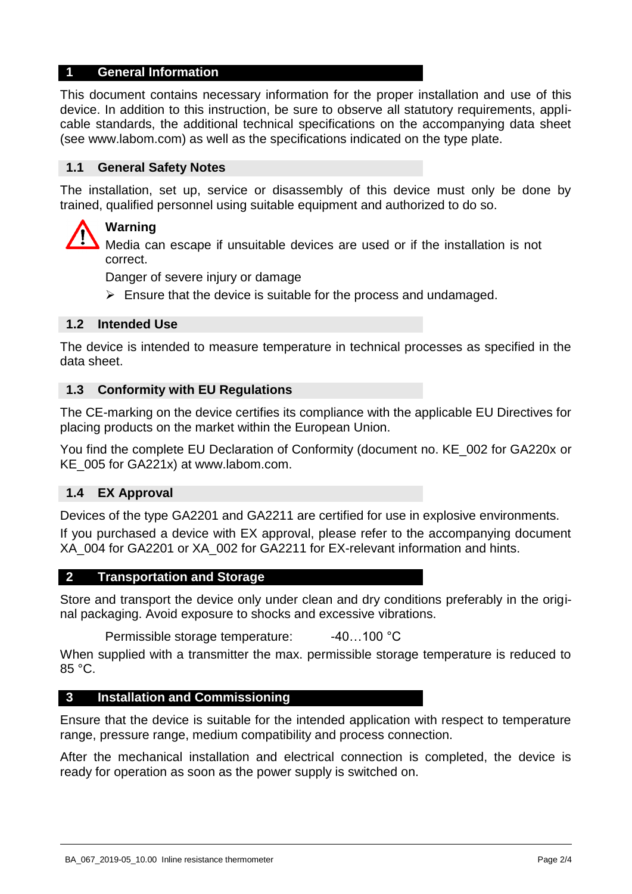## 1 General Information

This document contains necessary information for the proper installation and use of this device. In addition to this instruction, be sure to observe all statutory requirements, applicable standards, the additional technical specifications on the accompanying data sheet (see www.labom.com) as well as the specifications indicated on the type plate.

### 1.1 General Safety Notes

The installation, set up, service or disassembly of this device must only be done by trained, qualified personnel using suitable equipment and authorized to do so.

**Warning**

Media can escape if unsuitable devices are used or if the installation is not correct.

Danger of severe injury or damage

- Ensure that the device is suitable for the process and undamaged.

### 1.2 Intended Use

The device is intended to measure temperature in technical processes as specified in the data sheet.

### 1.3 Conformity with EU Regulations

The CE-marking on the device certifies its compliance with the applicable EU Directives for placing products on the market within the European Union.

You find the complete EU Declaration of Conformity (document no. KE_002 for GA220x or KE_005 for GA221x) at www.labom.com.

### 1.4 EX Approval

Devices of the type GA2201 and GA2211 are certified for use in explosive environments.

If you purchased a device with EX approval, please refer to the accompanying document XA_004 for GA2201 or XA_002 for GA2211 for EX-relevant information and hints.

## 2 Transportation and Storage

Store and transport the device only under clean and dry conditions preferably in the original packaging. Avoid exposure to shocks and excessive vibrations.

Permissible storage temperature: -40…100 °C

When supplied with a transmitter the max. permissible storage temperature is reduced to 85 °C.

## 3 Installation and Commissioning

Ensure that the device is suitable for the intended application with respect to temperature range, pressure range, medium compatibility and process connection.

After the mechanical installation and electrical connection is completed, the device is ready for operation as soon as the power supply is switched on.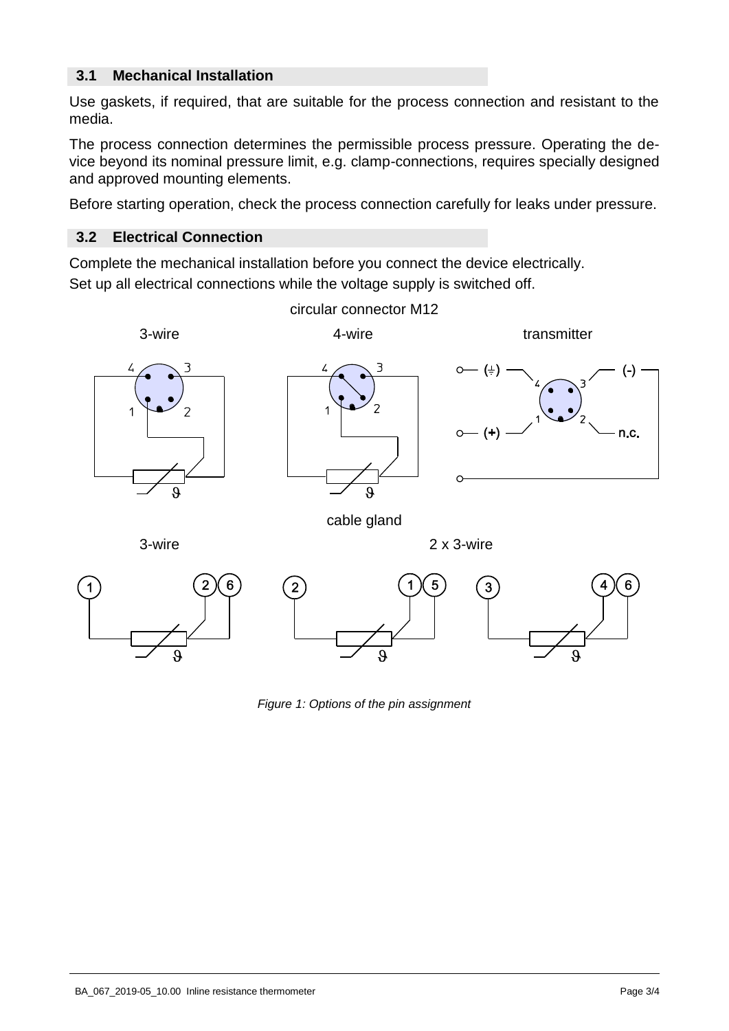### 3.1 Mechanical Installation

Use gaskets, if required, that are suitable for the process connection and resistant to the media.

The process connection determines the permissible process pressure. Operating the device beyond its nominal pressure limit, e.g. clamp-connections, requires specially designed and approved mounting elements.

Before starting operation, check the process connection carefully for leaks under pressure.

### 3.2 Electrical Connection

Complete the mechanical installation before you connect the device electrically.

Set up all electrical connections while the voltage supply is switched off.

circular connector M12

3-wire 4-wire transmitter

cable gland

3-wire 2 x 3-wire

*Figure 1: Options of the pin assignment*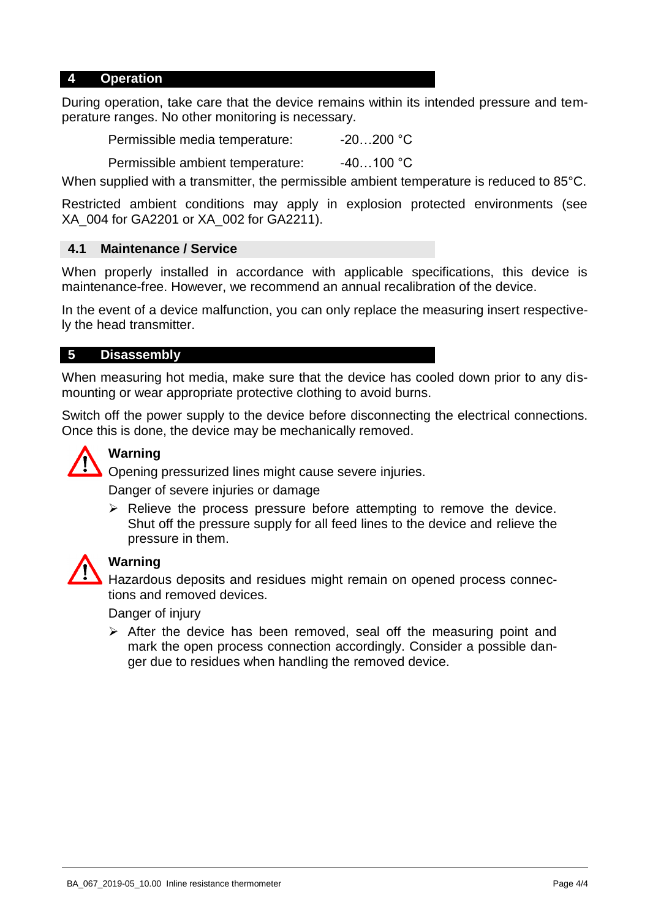## 4 Operation

During operation, take care that the device remains within its intended pressure and temperature ranges. No other monitoring is necessary.

Permissible media temperature: -20…200 °C

Permissible ambient temperature: -40…100 °C

When supplied with a transmitter, the permissible ambient temperature is reduced to 85°C.

Restricted ambient conditions may apply in explosion protected environments (see XA_004 for GA2201 or XA_002 for GA2211).

### 4.1 Maintenance / Service

When properly installed in accordance with applicable specifications, this device is maintenance-free. However, we recommend an annual recalibration of the device.

In the event of a device malfunction, you can only replace the measuring insert respectively the head transmitter.

## 5 Disassembly

When measuring hot media, make sure that the device has cooled down prior to any dismounting or wear appropriate protective clothing to avoid burns.

Switch off the power supply to the device before disconnecting the electrical connections. Once this is done, the device may be mechanically removed.

**Warning**

Opening pressurized lines might cause severe injuries.

Danger of severe injuries or damage

- Relieve the process pressure before attempting to remove the device. Shut off the pressure supply for all feed lines to the device and relieve the pressure in them.

**Warning**

Hazardous deposits and residues might remain on opened process connections and removed devices.

Danger of injury

- After the device has been removed, seal off the measuring point and mark the open process connection accordingly. Consider a possible danger due to residues when handling the removed device.